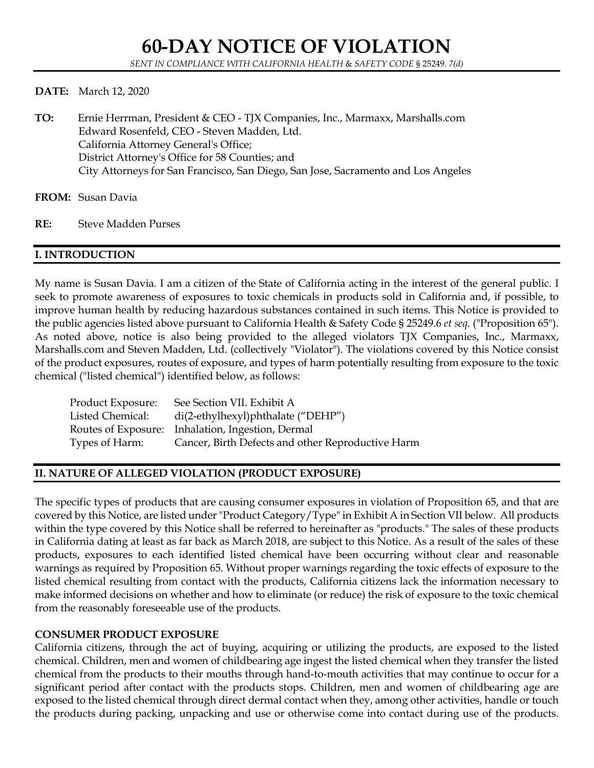# 60-DAY NOTICE OF VIOLATION

*SENT IN COMPLIANCE WITH CALIFORNIA HEALTH & SAFETY CODE* § 25249. *7(d)*

**DATE:** March 12, 2020

**TO:** Ernie Herrman, President & CEO - TJX Companies, Inc., Marmaxx, Marshalls.com
Edward Rosenfeld, CEO - Steven Madden, Ltd.
California Attorney General's Office;
District Attorney's Office for 58 Counties; and
City Attorneys for San Francisco, San Diego, San Jose, Sacramento and Los Angeles

**FROM:** Susan Davia

**RE:** Steve Madden Purses

## I. INTRODUCTION

My name is Susan Davia. I am a citizen of the State of California acting in the interest of the general public. I seek to promote awareness of exposures to toxic chemicals in products sold in California and, if possible, to improve human health by reducing hazardous substances contained in such items. This Notice is provided to the public agencies listed above pursuant to California Health & Safety Code § 25249.6 *et seq.* ("Proposition 65"). As noted above, notice is also being provided to the alleged violators TJX Companies, Inc., Marmaxx, Marshalls.com and Steven Madden, Ltd. (collectively "Violator"). The violations covered by this Notice consist of the product exposures, routes of exposure, and types of harm potentially resulting from exposure to the toxic chemical ("listed chemical") identified below, as follows:

| | |
|---|---|
| Product Exposure: | See Section VII. Exhibit A |
| Listed Chemical: | di(2-ethylhexyl)phthalate ("DEHP") |
| Routes of Exposure: | Inhalation, Ingestion, Dermal |
| Types of Harm: | Cancer, Birth Defects and other Reproductive Harm |

## II. NATURE OF ALLEGED VIOLATION (PRODUCT EXPOSURE)

The specific types of products that are causing consumer exposures in violation of Proposition 65, and that are covered by this Notice, are listed under "Product Category/Type" in Exhibit A in Section VII below. All products within the type covered by this Notice shall be referred to hereinafter as "products." The sales of these products in California dating at least as far back as March 2018, are subject to this Notice. As a result of the sales of these products, exposures to each identified listed chemical have been occurring without clear and reasonable warnings as required by Proposition 65. Without proper warnings regarding the toxic effects of exposure to the listed chemical resulting from contact with the products, California citizens lack the information necessary to make informed decisions on whether and how to eliminate (or reduce) the risk of exposure to the toxic chemical from the reasonably foreseeable use of the products.

**CONSUMER PRODUCT EXPOSURE**

California citizens, through the act of buying, acquiring or utilizing the products, are exposed to the listed chemical. Children, men and women of childbearing age ingest the listed chemical when they transfer the listed chemical from the products to their mouths through hand-to-mouth activities that may continue to occur for a significant period after contact with the products stops. Children, men and women of childbearing age are exposed to the listed chemical through direct dermal contact when they, among other activities, handle or touch the products during packing, unpacking and use or otherwise come into contact during use of the products.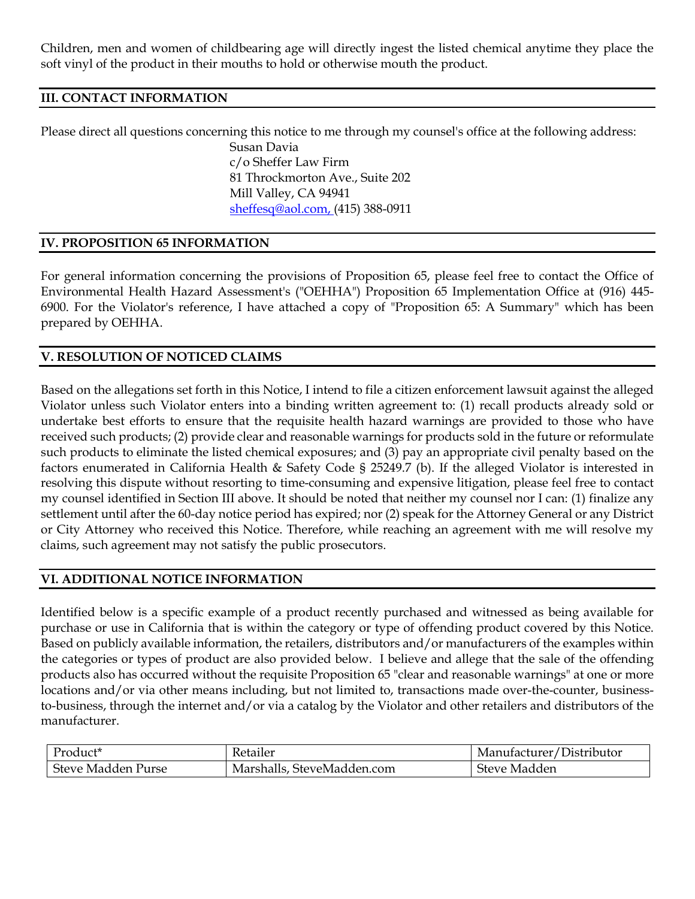Children, men and women of childbearing age will directly ingest the listed chemical anytime they place the soft vinyl of the product in their mouths to hold or otherwise mouth the product.

## III. CONTACT INFORMATION

Please direct all questions concerning this notice to me through my counsel's office at the following address:

Susan Davia
c/o Sheffer Law Firm
81 Throckmorton Ave., Suite 202
Mill Valley, CA 94941
sheffesq@aol.com, (415) 388-0911

## IV. PROPOSITION 65 INFORMATION

For general information concerning the provisions of Proposition 65, please feel free to contact the Office of Environmental Health Hazard Assessment's ("OEHHA") Proposition 65 Implementation Office at (916) 445-6900. For the Violator's reference, I have attached a copy of "Proposition 65: A Summary" which has been prepared by OEHHA.

## V. RESOLUTION OF NOTICED CLAIMS

Based on the allegations set forth in this Notice, I intend to file a citizen enforcement lawsuit against the alleged Violator unless such Violator enters into a binding written agreement to: (1) recall products already sold or undertake best efforts to ensure that the requisite health hazard warnings are provided to those who have received such products; (2) provide clear and reasonable warnings for products sold in the future or reformulate such products to eliminate the listed chemical exposures; and (3) pay an appropriate civil penalty based on the factors enumerated in California Health & Safety Code § 25249.7 (b). If the alleged Violator is interested in resolving this dispute without resorting to time-consuming and expensive litigation, please feel free to contact my counsel identified in Section III above. It should be noted that neither my counsel nor I can: (1) finalize any settlement until after the 60-day notice period has expired; nor (2) speak for the Attorney General or any District or City Attorney who received this Notice. Therefore, while reaching an agreement with me will resolve my claims, such agreement may not satisfy the public prosecutors.

## VI. ADDITIONAL NOTICE INFORMATION

Identified below is a specific example of a product recently purchased and witnessed as being available for purchase or use in California that is within the category or type of offending product covered by this Notice. Based on publicly available information, the retailers, distributors and/or manufacturers of the examples within the categories or types of product are also provided below. I believe and allege that the sale of the offending products also has occurred without the requisite Proposition 65 "clear and reasonable warnings" at one or more locations and/or via other means including, but not limited to, transactions made over-the-counter, business-to-business, through the internet and/or via a catalog by the Violator and other retailers and distributors of the manufacturer.

| Product* | Retailer | Manufacturer/Distributor |
|---|---|---|
| Steve Madden Purse | Marshalls, SteveMadden.com | Steve Madden |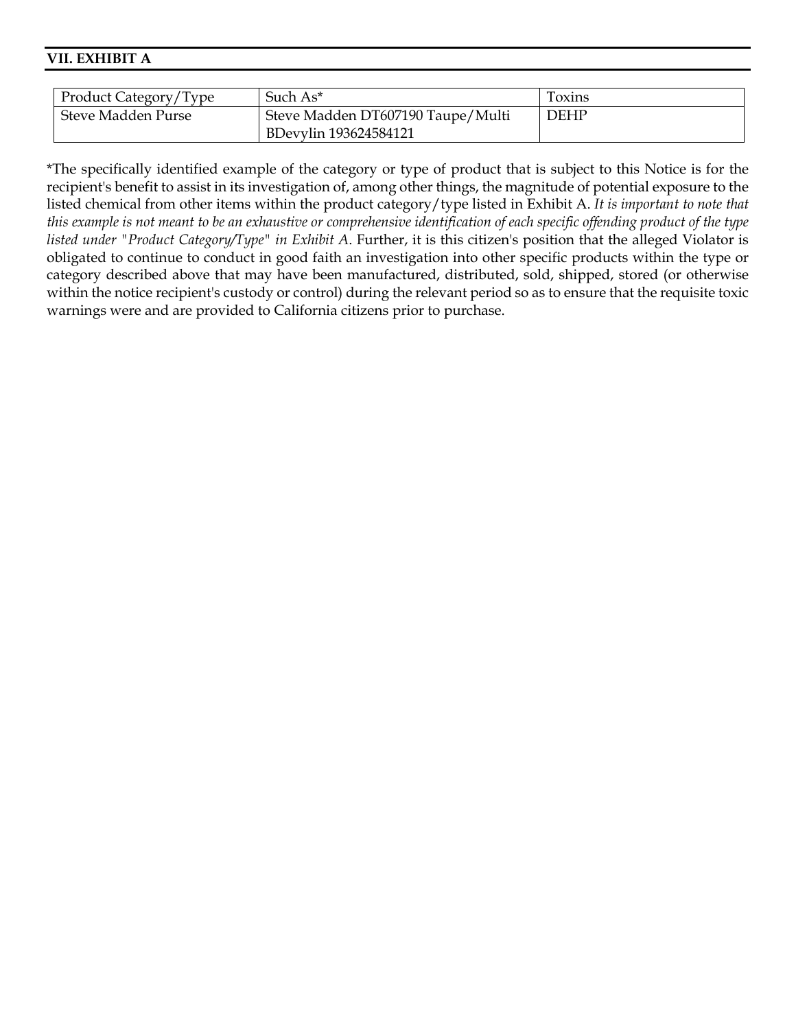## VII. EXHIBIT A

| Product Category/Type | Such As* | Toxins |
|---|---|---|
| Steve Madden Purse | Steve Madden DT607190 Taupe/Multi BDevylin 193624584121 | DEHP |

*The specifically identified example of the category or type of product that is subject to this Notice is for the recipient's benefit to assist in its investigation of, among other things, the magnitude of potential exposure to the listed chemical from other items within the product category/type listed in Exhibit A. *It is important to note that this example is not meant to be an exhaustive or comprehensive identification of each specific offending product of the type listed under "Product Category/Type" in Exhibit A.* Further, it is this citizen's position that the alleged Violator is obligated to continue to conduct in good faith an investigation into other specific products within the type or category described above that may have been manufactured, distributed, sold, shipped, stored (or otherwise within the notice recipient's custody or control) during the relevant period so as to ensure that the requisite toxic warnings were and are provided to California citizens prior to purchase.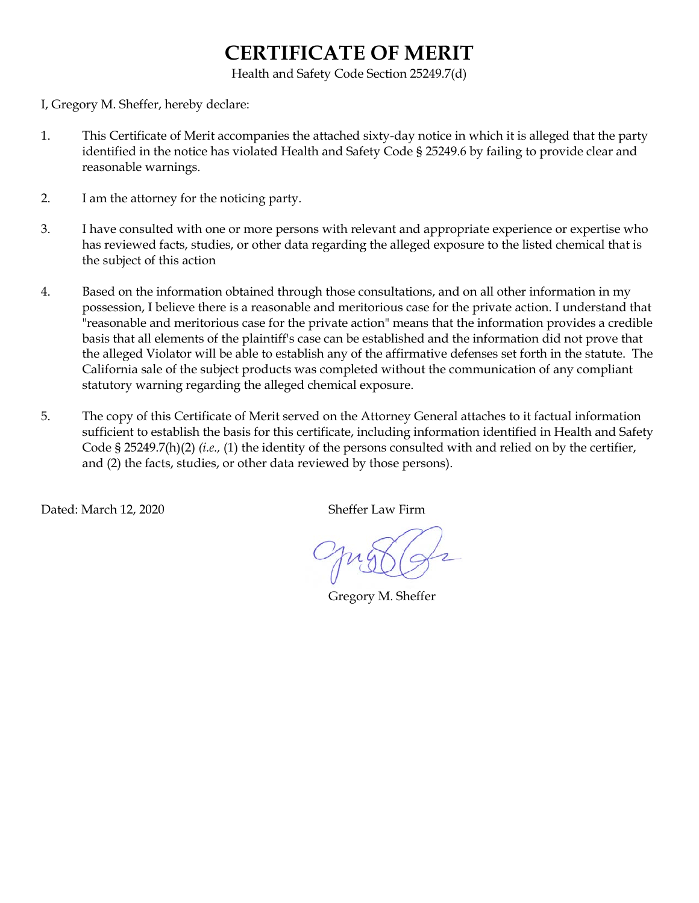# CERTIFICATE OF MERIT

Health and Safety Code Section 25249.7(d)

I, Gregory M. Sheffer, hereby declare:

1. This Certificate of Merit accompanies the attached sixty-day notice in which it is alleged that the party identified in the notice has violated Health and Safety Code § 25249.6 by failing to provide clear and reasonable warnings.

2. I am the attorney for the noticing party.

3. I have consulted with one or more persons with relevant and appropriate experience or expertise who has reviewed facts, studies, or other data regarding the alleged exposure to the listed chemical that is the subject of this action

4. Based on the information obtained through those consultations, and on all other information in my possession, I believe there is a reasonable and meritorious case for the private action. I understand that "reasonable and meritorious case for the private action" means that the information provides a credible basis that all elements of the plaintiff's case can be established and the information did not prove that the alleged Violator will be able to establish any of the affirmative defenses set forth in the statute. The California sale of the subject products was completed without the communication of any compliant statutory warning regarding the alleged chemical exposure.

5. The copy of this Certificate of Merit served on the Attorney General attaches to it factual information sufficient to establish the basis for this certificate, including information identified in Health and Safety Code § 25249.7(h)(2) *(i.e.,* (1) the identity of the persons consulted with and relied on by the certifier, and (2) the facts, studies, or other data reviewed by those persons).

Dated: March 12, 2020

Sheffer Law Firm

Gregory M. Sheffer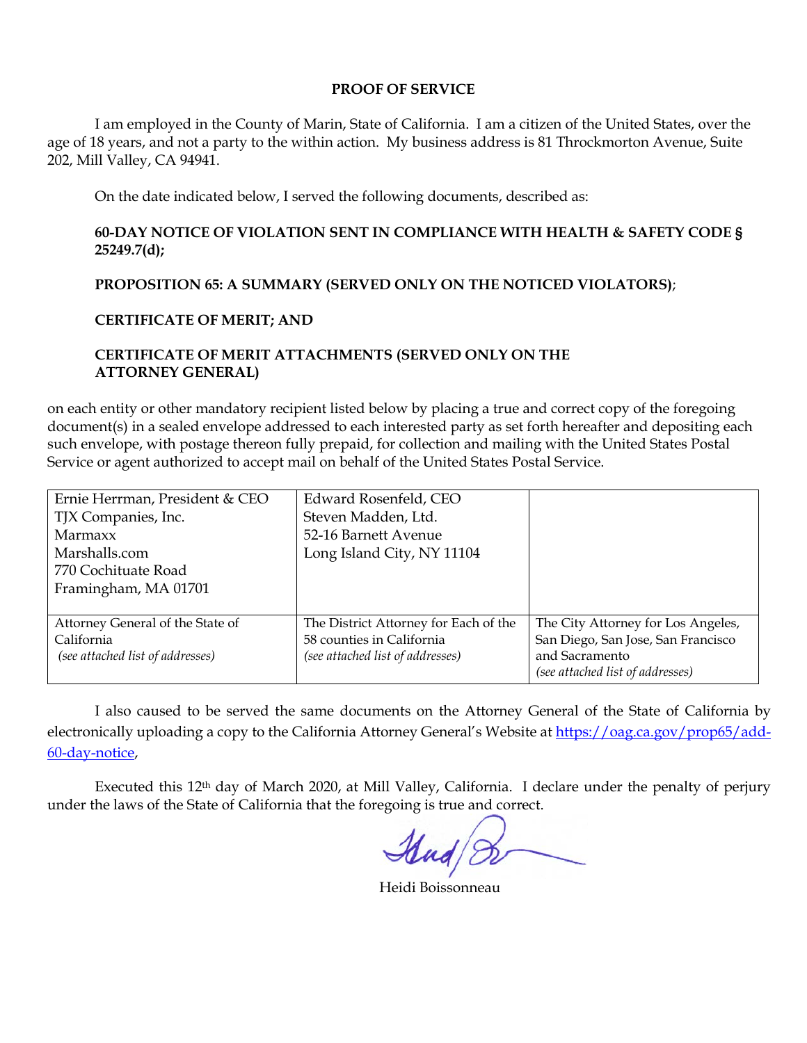# PROOF OF SERVICE

I am employed in the County of Marin, State of California. I am a citizen of the United States, over the age of 18 years, and not a party to the within action. My business address is 81 Throckmorton Avenue, Suite 202, Mill Valley, CA 94941.

On the date indicated below, I served the following documents, described as:

**60-DAY NOTICE OF VIOLATION SENT IN COMPLIANCE WITH HEALTH & SAFETY CODE § 25249.7(d);**

**PROPOSITION 65: A SUMMARY (SERVED ONLY ON THE NOTICED VIOLATORS)**;

**CERTIFICATE OF MERIT; AND**

**CERTIFICATE OF MERIT ATTACHMENTS (SERVED ONLY ON THE ATTORNEY GENERAL)**

on each entity or other mandatory recipient listed below by placing a true and correct copy of the foregoing document(s) in a sealed envelope addressed to each interested party as set forth hereafter and depositing each such envelope, with postage thereon fully prepaid, for collection and mailing with the United States Postal Service or agent authorized to accept mail on behalf of the United States Postal Service.

| | | |
|---|---|---|
| Ernie Herrman, President & CEO<br>TJX Companies, Inc.<br>Marmaxx<br>Marshalls.com<br>770 Cochituate Road<br>Framingham, MA 01701 | Edward Rosenfeld, CEO<br>Steven Madden, Ltd.<br>52-16 Barnett Avenue<br>Long Island City, NY 11104 | |
| Attorney General of the State of California<br>*(see attached list of addresses)* | The District Attorney for Each of the 58 counties in California<br>*(see attached list of addresses)* | The City Attorney for Los Angeles, San Diego, San Jose, San Francisco and Sacramento<br>*(see attached list of addresses)* |

I also caused to be served the same documents on the Attorney General of the State of California by electronically uploading a copy to the California Attorney General's Website at https://oag.ca.gov/prop65/add-60-day-notice,

Executed this 12th day of March 2020, at Mill Valley, California. I declare under the penalty of perjury under the laws of the State of California that the foregoing is true and correct.

Heidi Boissonneau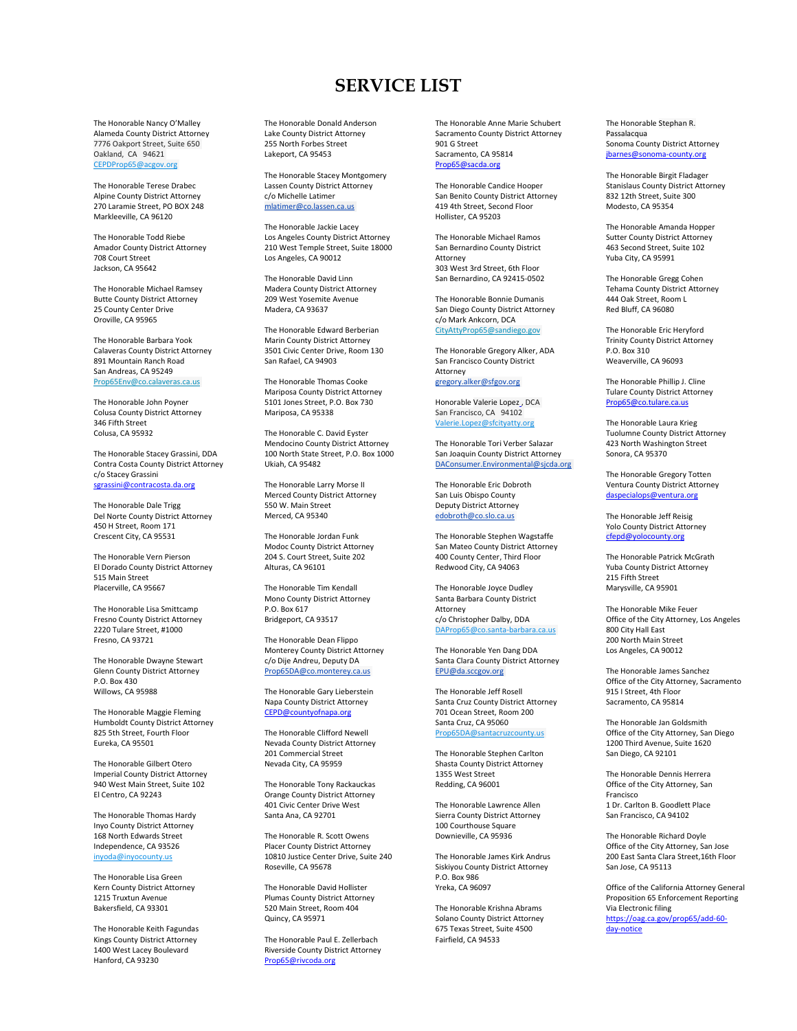# SERVICE LIST

The Honorable Nancy O'Malley
Alameda County District Attorney
7776 Oakport Street, Suite 650
Oakland, CA 94621
CEPDProp65@acgov.org

The Honorable Terese Drabec
Alpine County District Attorney
270 Laramie Street, PO BOX 248
Markleeville, CA 96120

The Honorable Todd Riebe
Amador County District Attorney
708 Court Street
Jackson, CA 95642

The Honorable Michael Ramsey
Butte County District Attorney
25 County Center Drive
Oroville, CA 95965

The Honorable Barbara Yook
Calaveras County District Attorney
891 Mountain Ranch Road
San Andreas, CA 95249
Prop65Env@co.calaveras.ca.us

The Honorable John Poyner
Colusa County District Attorney
346 Fifth Street
Colusa, CA 95932

The Honorable Stacey Grassini, DDA
Contra Costa County District Attorney
c/o Stacey Grassini
sgrassini@contracosta.da.org

The Honorable Dale Trigg
Del Norte County District Attorney
450 H Street, Room 171
Crescent City, CA 95531

The Honorable Vern Pierson
El Dorado County District Attorney
515 Main Street
Placerville, CA 95667

The Honorable Lisa Smittcamp
Fresno County District Attorney
2220 Tulare Street, #1000
Fresno, CA 93721

The Honorable Dwayne Stewart
Glenn County District Attorney
P.O. Box 430
Willows, CA 95988

The Honorable Maggie Fleming
Humboldt County District Attorney
825 5th Street, Fourth Floor
Eureka, CA 95501

The Honorable Gilbert Otero
Imperial County District Attorney
940 West Main Street, Suite 102
El Centro, CA 92243

The Honorable Thomas Hardy
Inyo County District Attorney
168 North Edwards Street
Independence, CA 93526
inyoda@inyocounty.us

The Honorable Lisa Green
Kern County District Attorney
1215 Truxtun Avenue
Bakersfield, CA 93301

The Honorable Keith Fagundas
Kings County District Attorney
1400 West Lacey Boulevard
Hanford, CA 93230

The Honorable Donald Anderson
Lake County District Attorney
255 North Forbes Street
Lakeport, CA 95453

The Honorable Stacey Montgomery
Lassen County District Attorney
c/o Michelle Latimer
mlatimer@co.lassen.ca.us

The Honorable Jackie Lacey
Los Angeles County District Attorney
210 West Temple Street, Suite 18000
Los Angeles, CA 90012

The Honorable David Linn
Madera County District Attorney
209 West Yosemite Avenue
Madera, CA 93637

The Honorable Edward Berberian
Marin County District Attorney
3501 Civic Center Drive, Room 130
San Rafael, CA 94903

The Honorable Thomas Cooke
Mariposa County District Attorney
5101 Jones Street, P.O. Box 730
Mariposa, CA 95338

The Honorable C. David Eyster
Mendocino County District Attorney
100 North State Street, P.O. Box 1000
Ukiah, CA 95482

The Honorable Larry Morse II
Merced County District Attorney
550 W. Main Street
Merced, CA 95340

The Honorable Jordan Funk
Modoc County District Attorney
204 S. Court Street, Suite 202
Alturas, CA 96101

The Honorable Tim Kendall
Mono County District Attorney
P.O. Box 617
Bridgeport, CA 93517

The Honorable Dean Flippo
Monterey County District Attorney
c/o Dije Andreu, Deputy DA
Prop65DA@co.monterey.ca.us

The Honorable Gary Lieberstein
Napa County District Attorney
CEPD@countyofnapa.org

The Honorable Clifford Newell
Nevada County District Attorney
201 Commercial Street
Nevada City, CA 95959

The Honorable Tony Rackauckas
Orange County District Attorney
401 Civic Center Drive West
Santa Ana, CA 92701

The Honorable R. Scott Owens
Placer County District Attorney
10810 Justice Center Drive, Suite 240
Roseville, CA 95678

The Honorable David Hollister
Plumas County District Attorney
520 Main Street, Room 404
Quincy, CA 95971

The Honorable Paul E. Zellerbach
Riverside County District Attorney
Prop65@rivcoda.org

The Honorable Anne Marie Schubert
Sacramento County District Attorney
901 G Street
Sacramento, CA 95814
Prop65@sacda.org

The Honorable Candice Hooper
San Benito County District Attorney
419 4th Street, Second Floor
Hollister, CA 95203

The Honorable Michael Ramos
San Bernardino County District Attorney
303 West 3rd Street, 6th Floor
San Bernardino, CA 92415-0502

The Honorable Bonnie Dumanis
San Diego County District Attorney
c/o Mark Ankcorn, DCA
CityAttyProp65@sandiego.gov

The Honorable Gregory Alker, ADA
San Francisco County District Attorney
gregory.alker@sfgov.org

Honorable Valerie Lopez , DCA
San Francisco, CA 94102
Valerie.Lopez@sfcityatty.org

The Honorable Tori Verber Salazar
San Joaquin County District Attorney
DAConsumer.Environmental@sjcda.org

The Honorable Eric Dobroth
San Luis Obispo County
Deputy District Attorney
edobroth@co.slo.ca.us

The Honorable Stephen Wagstaffe
San Mateo County District Attorney
400 County Center, Third Floor
Redwood City, CA 94063

The Honorable Joyce Dudley
Santa Barbara County District Attorney
c/o Christopher Dalby, DDA
DAProp65@co.santa-barbara.ca.us

The Honorable Yen Dang DDA
Santa Clara County District Attorney
EPU@da.sccgov.org

The Honorable Jeff Rosell
Santa Cruz County District Attorney
701 Ocean Street, Room 200
Santa Cruz, CA 95060
Prop65DA@santacruzcounty.us

The Honorable Stephen Carlton
Shasta County District Attorney
1355 West Street
Redding, CA 96001

The Honorable Lawrence Allen
Sierra County District Attorney
100 Courthouse Square
Downieville, CA 95936

The Honorable James Kirk Andrus
Siskiyou County District Attorney
P.O. Box 986
Yreka, CA 96097

The Honorable Krishna Abrams
Solano County District Attorney
675 Texas Street, Suite 4500
Fairfield, CA 94533

The Honorable Stephan R. Passalacqua
Sonoma County District Attorney
jbarnes@sonoma-county.org

The Honorable Birgit Fladager
Stanislaus County District Attorney
832 12th Street, Suite 300
Modesto, CA 95354

The Honorable Amanda Hopper
Sutter County District Attorney
463 Second Street, Suite 102
Yuba City, CA 95991

The Honorable Gregg Cohen
Tehama County District Attorney
444 Oak Street, Room L
Red Bluff, CA 96080

The Honorable Eric Heryford
Trinity County District Attorney
P.O. Box 310
Weaverville, CA 96093

The Honorable Phillip J. Cline
Tulare County District Attorney
Prop65@co.tulare.ca.us

The Honorable Laura Krieg
Tuolumne County District Attorney
423 North Washington Street
Sonora, CA 95370

The Honorable Gregory Totten
Ventura County District Attorney
daspecialops@ventura.org

The Honorable Jeff Reisig
Yolo County District Attorney
cfepd@yolocounty.org

The Honorable Patrick McGrath
Yuba County District Attorney
215 Fifth Street
Marysville, CA 95901

The Honorable Mike Feuer
Office of the City Attorney, Los Angeles
800 City Hall East
200 North Main Street
Los Angeles, CA 90012

The Honorable James Sanchez
Office of the City Attorney, Sacramento
915 I Street, 4th Floor
Sacramento, CA 95814

The Honorable Jan Goldsmith
Office of the City Attorney, San Diego
1200 Third Avenue, Suite 1620
San Diego, CA 92101

The Honorable Dennis Herrera
Office of the City Attorney, San Francisco
1 Dr. Carlton B. Goodlett Place
San Francisco, CA 94102

The Honorable Richard Doyle
Office of the City Attorney, San Jose
200 East Santa Clara Street,16th Floor
San Jose, CA 95113

Office of the California Attorney General
Proposition 65 Enforcement Reporting
Via Electronic filing
https://oag.ca.gov/prop65/add-60-day-notice